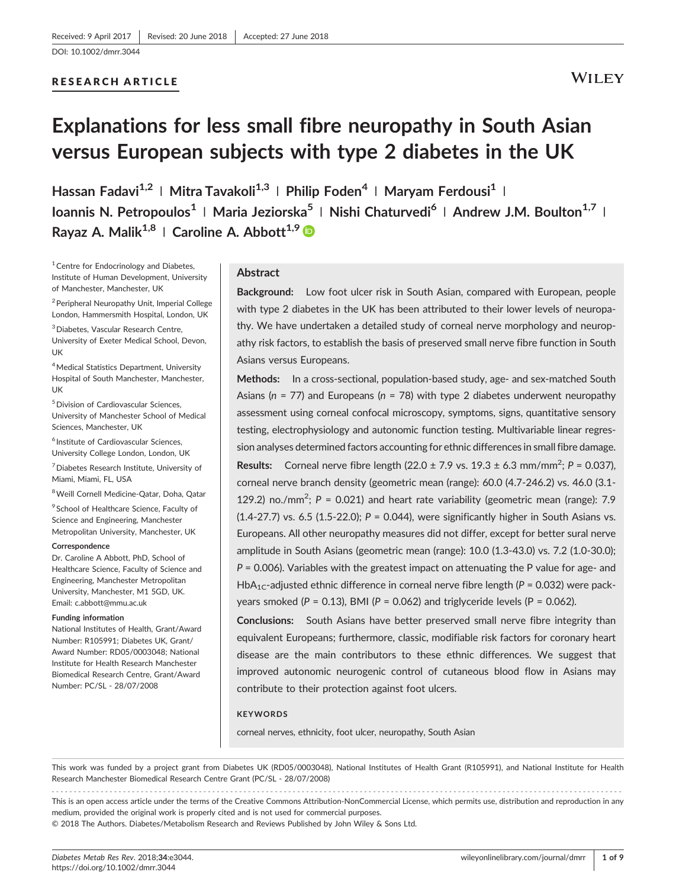Received: 9 April 2017 | Revised: 20 June 2018 | Accepted: 27 June 2018

DOI: 10.1002/dmrr.3044

RESEARCH ARTICLE

# Explanations for less small fibre neuropathy in South Asian versus European subjects with type 2 diabetes in the UK

Hassan Fadavi[1,2] | Mitra Tavakoli[1,3] | Philip Foden[4] | Maryam Ferdousi[1] | Ioannis N. Petropoulos[1] | Maria Jeziorska[5] | Nishi Chaturvedi[6] | Andrew J.M. Boulton[1,7] | Rayaz A. Malik[1,8] | Caroline A. Abbott[1,9]

[1] Centre for Endocrinology and Diabetes, Institute of Human Development, University of Manchester, Manchester, UK

[2] Peripheral Neuropathy Unit, Imperial College London, Hammersmith Hospital, London, UK

[3] Diabetes, Vascular Research Centre, University of Exeter Medical School, Devon, UK

[4] Medical Statistics Department, University Hospital of South Manchester, Manchester, UK

[5] Division of Cardiovascular Sciences, University of Manchester School of Medical Sciences, Manchester, UK

[6] Institute of Cardiovascular Sciences, University College London, London, UK

[7] Diabetes Research Institute, University of Miami, Miami, FL, USA

[8] Weill Cornell Medicine-Qatar, Doha, Qatar

[9] School of Healthcare Science, Faculty of Science and Engineering, Manchester Metropolitan University, Manchester, UK

**Correspondence**

Dr. Caroline A Abbott, PhD, School of Healthcare Science, Faculty of Science and Engineering, Manchester Metropolitan University, Manchester, M1 5GD, UK.
Email: c.abbott@mmu.ac.uk

**Funding information**

National Institutes of Health, Grant/Award Number: R105991; Diabetes UK, Grant/Award Number: RD05/0003048; National Institute for Health Research Manchester Biomedical Research Centre, Grant/Award Number: PC/SL - 28/07/2008

## Abstract

**Background:** Low foot ulcer risk in South Asian, compared with European, people with type 2 diabetes in the UK has been attributed to their lower levels of neuropathy. We have undertaken a detailed study of corneal nerve morphology and neuropathy risk factors, to establish the basis of preserved small nerve fibre function in South Asians versus Europeans.

**Methods:** In a cross-sectional, population-based study, age- and sex-matched South Asians ($n$ = 77) and Europeans ($n$ = 78) with type 2 diabetes underwent neuropathy assessment using corneal confocal microscopy, symptoms, signs, quantitative sensory testing, electrophysiology and autonomic function testing. Multivariable linear regression analyses determined factors accounting for ethnic differences in small fibre damage.

**Results:** Corneal nerve fibre length (22.0 ± 7.9 vs. 19.3 ± 6.3 mm/mm$^2$; $P$ = 0.037), corneal nerve branch density (geometric mean (range): 60.0 (4.7-246.2) vs. 46.0 (3.1-129.2) no./mm$^2$; $P$ = 0.021) and heart rate variability (geometric mean (range): 7.9 (1.4-27.7) vs. 6.5 (1.5-22.0); $P$ = 0.044), were significantly higher in South Asians vs. Europeans. All other neuropathy measures did not differ, except for better sural nerve amplitude in South Asians (geometric mean (range): 10.0 (1.3-43.0) vs. 7.2 (1.0-30.0); $P$ = 0.006). Variables with the greatest impact on attenuating the P value for age- and HbA$_{1C}$-adjusted ethnic difference in corneal nerve fibre length ($P$ = 0.032) were pack-years smoked ($P$ = 0.13), BMI ($P$ = 0.062) and triglyceride levels ($P$ = 0.062).

**Conclusions:** South Asians have better preserved small nerve fibre integrity than equivalent Europeans; furthermore, classic, modifiable risk factors for coronary heart disease are the main contributors to these ethnic differences. We suggest that improved autonomic neurogenic control of cutaneous blood flow in Asians may contribute to their protection against foot ulcers.

**KEYWORDS**

corneal nerves, ethnicity, foot ulcer, neuropathy, South Asian

---

This work was funded by a project grant from Diabetes UK (RD05/0003048), National Institutes of Health Grant (R105991), and National Institute for Health Research Manchester Biomedical Research Centre Grant (PC/SL - 28/07/2008)

This is an open access article under the terms of the Creative Commons Attribution-NonCommercial License, which permits use, distribution and reproduction in any medium, provided the original work is properly cited and is not used for commercial purposes.
© 2018 The Authors. Diabetes/Metabolism Research and Reviews Published by John Wiley & Sons Ltd.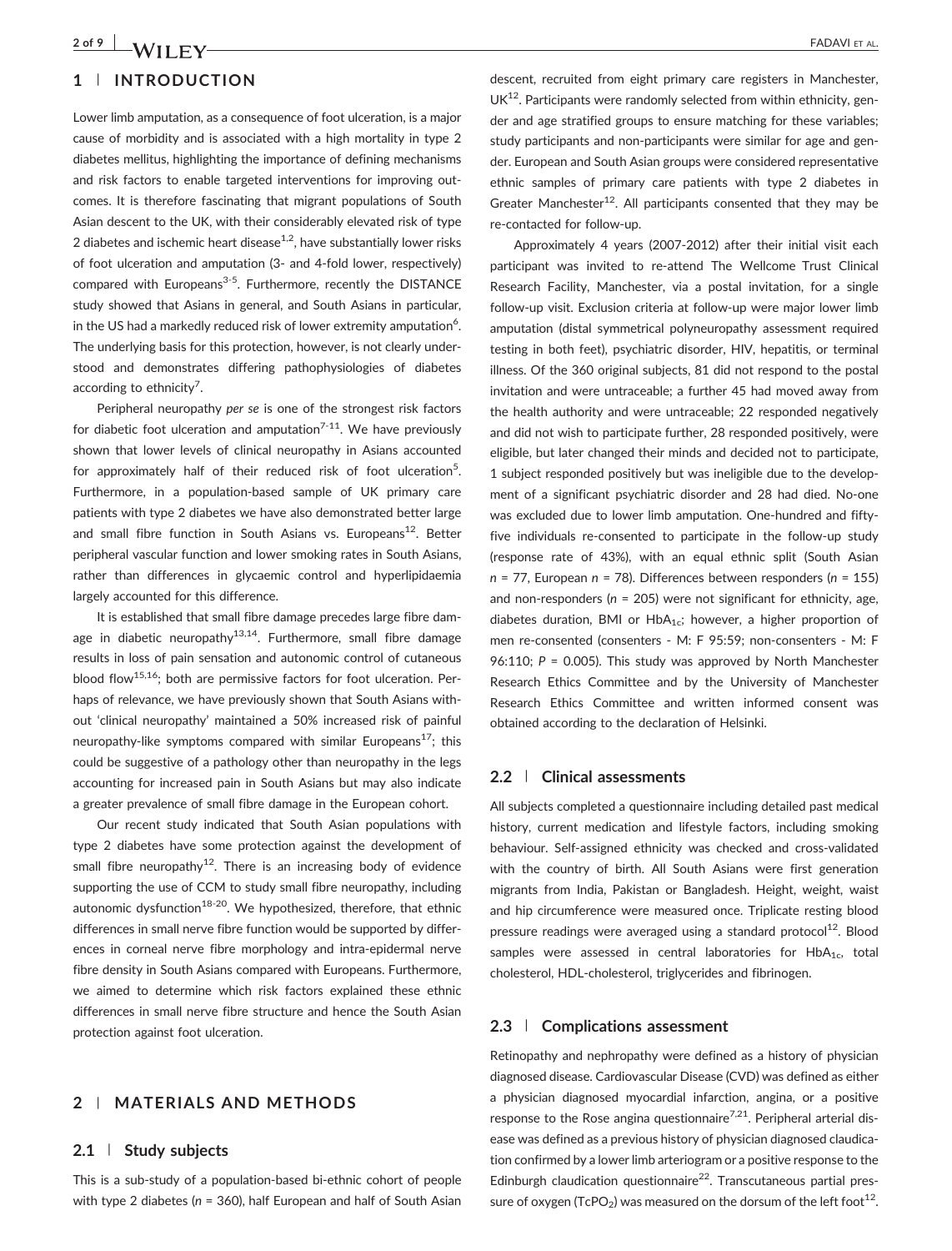## 1 | INTRODUCTION

Lower limb amputation, as a consequence of foot ulceration, is a major cause of morbidity and is associated with a high mortality in type 2 diabetes mellitus, highlighting the importance of defining mechanisms and risk factors to enable targeted interventions for improving outcomes. It is therefore fascinating that migrant populations of South Asian descent to the UK, with their considerably elevated risk of type 2 diabetes and ischemic heart disease[1,2], have substantially lower risks of foot ulceration and amputation (3- and 4-fold lower, respectively) compared with Europeans[3-5]. Furthermore, recently the DISTANCE study showed that Asians in general, and South Asians in particular, in the US had a markedly reduced risk of lower extremity amputation[6]. The underlying basis for this protection, however, is not clearly understood and demonstrates differing pathophysiologies of diabetes according to ethnicity[7].

Peripheral neuropathy *per se* is one of the strongest risk factors for diabetic foot ulceration and amputation[7-11]. We have previously shown that lower levels of clinical neuropathy in Asians accounted for approximately half of their reduced risk of foot ulceration[5]. Furthermore, in a population-based sample of UK primary care patients with type 2 diabetes we have also demonstrated better large and small fibre function in South Asians vs. Europeans[12]. Better peripheral vascular function and lower smoking rates in South Asians, rather than differences in glycaemic control and hyperlipidaemia largely accounted for this difference.

It is established that small fibre damage precedes large fibre damage in diabetic neuropathy[13,14]. Furthermore, small fibre damage results in loss of pain sensation and autonomic control of cutaneous blood flow[15,16]; both are permissive factors for foot ulceration. Perhaps of relevance, we have previously shown that South Asians without 'clinical neuropathy' maintained a 50% increased risk of painful neuropathy-like symptoms compared with similar Europeans[17]; this could be suggestive of a pathology other than neuropathy in the legs accounting for increased pain in South Asians but may also indicate a greater prevalence of small fibre damage in the European cohort.

Our recent study indicated that South Asian populations with type 2 diabetes have some protection against the development of small fibre neuropathy[12]. There is an increasing body of evidence supporting the use of CCM to study small fibre neuropathy, including autonomic dysfunction[18-20]. We hypothesized, therefore, that ethnic differences in small nerve fibre function would be supported by differences in corneal nerve fibre morphology and intra-epidermal nerve fibre density in South Asians compared with Europeans. Furthermore, we aimed to determine which risk factors explained these ethnic differences in small nerve fibre structure and hence the South Asian protection against foot ulceration.

## 2 | MATERIALS AND METHODS

### 2.1 | Study subjects

This is a sub-study of a population-based bi-ethnic cohort of people with type 2 diabetes ($n$ = 360), half European and half of South Asian descent, recruited from eight primary care registers in Manchester, UK[12]. Participants were randomly selected from within ethnicity, gender and age stratified groups to ensure matching for these variables; study participants and non-participants were similar for age and gender. European and South Asian groups were considered representative ethnic samples of primary care patients with type 2 diabetes in Greater Manchester[12]. All participants consented that they may be re-contacted for follow-up.

Approximately 4 years (2007-2012) after their initial visit each participant was invited to re-attend The Wellcome Trust Clinical Research Facility, Manchester, via a postal invitation, for a single follow-up visit. Exclusion criteria at follow-up were major lower limb amputation (distal symmetrical polyneuropathy assessment required testing in both feet), psychiatric disorder, HIV, hepatitis, or terminal illness. Of the 360 original subjects, 81 did not respond to the postal invitation and were untraceable; a further 45 had moved away from the health authority and were untraceable; 22 responded negatively and did not wish to participate further, 28 responded positively, were eligible, but later changed their minds and decided not to participate, 1 subject responded positively but was ineligible due to the development of a significant psychiatric disorder and 28 had died. No-one was excluded due to lower limb amputation. One-hundred and fifty-five individuals re-consented to participate in the follow-up study (response rate of 43%), with an equal ethnic split (South Asian $n$ = 77, European $n$ = 78). Differences between responders ($n$ = 155) and non-responders ($n$ = 205) were not significant for ethnicity, age, diabetes duration, BMI or $HbA_{1c}$; however, a higher proportion of men re-consented (consenters - M: F 95:59; non-consenters - M: F 96:110; $P$ = 0.005). This study was approved by North Manchester Research Ethics Committee and by the University of Manchester Research Ethics Committee and written informed consent was obtained according to the declaration of Helsinki.

### 2.2 | Clinical assessments

All subjects completed a questionnaire including detailed past medical history, current medication and lifestyle factors, including smoking behaviour. Self-assigned ethnicity was checked and cross-validated with the country of birth. All South Asians were first generation migrants from India, Pakistan or Bangladesh. Height, weight, waist and hip circumference were measured once. Triplicate resting blood pressure readings were averaged using a standard protocol[12]. Blood samples were assessed in central laboratories for $HbA_{1c}$, total cholesterol, HDL-cholesterol, triglycerides and fibrinogen.

### 2.3 | Complications assessment

Retinopathy and nephropathy were defined as a history of physician diagnosed disease. Cardiovascular Disease (CVD) was defined as either a physician diagnosed myocardial infarction, angina, or a positive response to the Rose angina questionnaire[7,21]. Peripheral arterial disease was defined as a previous history of physician diagnosed claudication confirmed by a lower limb arteriogram or a positive response to the Edinburgh claudication questionnaire[22]. Transcutaneous partial pressure of oxygen ($TcPO_2$) was measured on the dorsum of the left foot[12].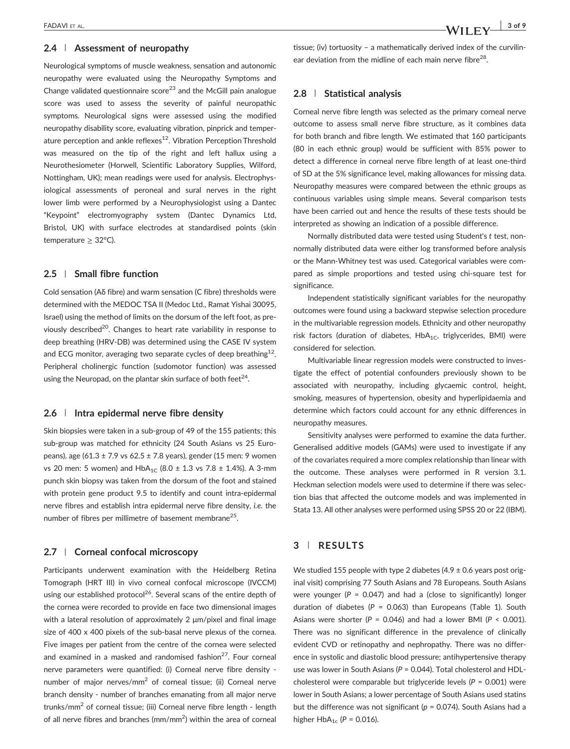## 2.4 | Assessment of neuropathy

Neurological symptoms of muscle weakness, sensation and autonomic neuropathy were evaluated using the Neuropathy Symptoms and Change validated questionnaire score[23] and the McGill pain analogue score was used to assess the severity of painful neuropathic symptoms. Neurological signs were assessed using the modified neuropathy disability score, evaluating vibration, pinprick and temperature perception and ankle reflexes[12]. Vibration Perception Threshold was measured on the tip of the right and left hallux using a Neurothesiometer (Horwell, Scientific Laboratory Supplies, Wilford, Nottingham, UK); mean readings were used for analysis. Electrophysiological assessments of peroneal and sural nerves in the right lower limb were performed by a Neurophysiologist using a Dantec "Keypoint" electromyography system (Dantec Dynamics Ltd, Bristol, UK) with surface electrodes at standardised points (skin temperature ≥ 32°C).

## 2.5 | Small fibre function

Cold sensation (Aδ fibre) and warm sensation (C fibre) thresholds were determined with the MEDOC TSA II (Medoc Ltd., Ramat Yishai 30095, Israel) using the method of limits on the dorsum of the left foot, as previously described[20]. Changes to heart rate variability in response to deep breathing (HRV-DB) was determined using the CASE IV system and ECG monitor, averaging two separate cycles of deep breathing[12]. Peripheral cholinergic function (sudomotor function) was assessed using the Neuropad, on the plantar skin surface of both feet[24].

## 2.6 | Intra epidermal nerve fibre density

Skin biopsies were taken in a sub-group of 49 of the 155 patients; this sub-group was matched for ethnicity (24 South Asians vs 25 Europeans), age (61.3 ± 7.9 vs 62.5 ± 7.8 years), gender (15 men: 9 women vs 20 men: 5 women) and $HbA_{1C}$ (8.0 ± 1.3 vs 7.8 ± 1.4%). A 3-mm punch skin biopsy was taken from the dorsum of the foot and stained with protein gene product 9.5 to identify and count intra-epidermal nerve fibres and establish intra epidermal nerve fibre density, *i.e.* the number of fibres per millimetre of basement membrane[25].

## 2.7 | Corneal confocal microscopy

Participants underwent examination with the Heidelberg Retina Tomograph (HRT III) in vivo corneal confocal microscope (IVCCM) using our established protocol[26]. Several scans of the entire depth of the cornea were recorded to provide en face two dimensional images with a lateral resolution of approximately 2 μm/pixel and final image size of 400 x 400 pixels of the sub-basal nerve plexus of the cornea. Five images per patient from the centre of the cornea were selected and examined in a masked and randomised fashion[27]. Four corneal nerve parameters were quantified: (i) Corneal nerve fibre density - number of major nerves/$mm^2$ of corneal tissue; (ii) Corneal nerve branch density - number of branches emanating from all major nerve trunks/$mm^2$ of corneal tissue; (iii) Corneal nerve fibre length - length of all nerve fibres and branches (mm/$mm^2$) within the area of corneal tissue; (iv) tortuosity – a mathematically derived index of the curvilinear deviation from the midline of each main nerve fibre[28].

## 2.8 | Statistical analysis

Corneal nerve fibre length was selected as the primary corneal nerve outcome to assess small nerve fibre structure, as it combines data for both branch and fibre length. We estimated that 160 participants (80 in each ethnic group) would be sufficient with 85% power to detect a difference in corneal nerve fibre length of at least one-third of SD at the 5% significance level, making allowances for missing data. Neuropathy measures were compared between the ethnic groups as continuous variables using simple means. Several comparison tests have been carried out and hence the results of these tests should be interpreted as showing an indication of a possible difference.

Normally distributed data were tested using Student's *t* test, non-normally distributed data were either log transformed before analysis or the Mann-Whitney test was used. Categorical variables were compared as simple proportions and tested using chi-square test for significance.

Independent statistically significant variables for the neuropathy outcomes were found using a backward stepwise selection procedure in the multivariable regression models. Ethnicity and other neuropathy risk factors (duration of diabetes, $HbA_{1C}$, triglycerides, BMI) were considered for selection.

Multivariable linear regression models were constructed to investigate the effect of potential confounders previously shown to be associated with neuropathy, including glycaemic control, height, smoking, measures of hypertension, obesity and hyperlipidaemia and determine which factors could account for any ethnic differences in neuropathy measures.

Sensitivity analyses were performed to examine the data further. Generalised additive models (GAMs) were used to investigate if any of the covariates required a more complex relationship than linear with the outcome. These analyses were performed in R version 3.1. Heckman selection models were used to determine if there was selection bias that affected the outcome models and was implemented in Stata 13. All other analyses were performed using SPSS 20 or 22 (IBM).

# 3 | RESULTS

We studied 155 people with type 2 diabetes (4.9 ± 0.6 years post original visit) comprising 77 South Asians and 78 Europeans. South Asians were younger ($P$ = 0.047) and had a (close to significantly) longer duration of diabetes ($P$ = 0.063) than Europeans (Table 1). South Asians were shorter ($P$ = 0.046) and had a lower BMI ($P$ < 0.001). There was no significant difference in the prevalence of clinically evident CVD or retinopathy and nephropathy. There was no difference in systolic and diastolic blood pressure; antihypertensive therapy use was lower in South Asians ($P$ = 0.044). Total cholesterol and HDL-cholesterol were comparable but triglyceride levels ($P$ = 0.001) were lower in South Asians; a lower percentage of South Asians used statins but the difference was not significant ($p$ = 0.074). South Asians had a higher $HbA_{1c}$ ($P$ = 0.016).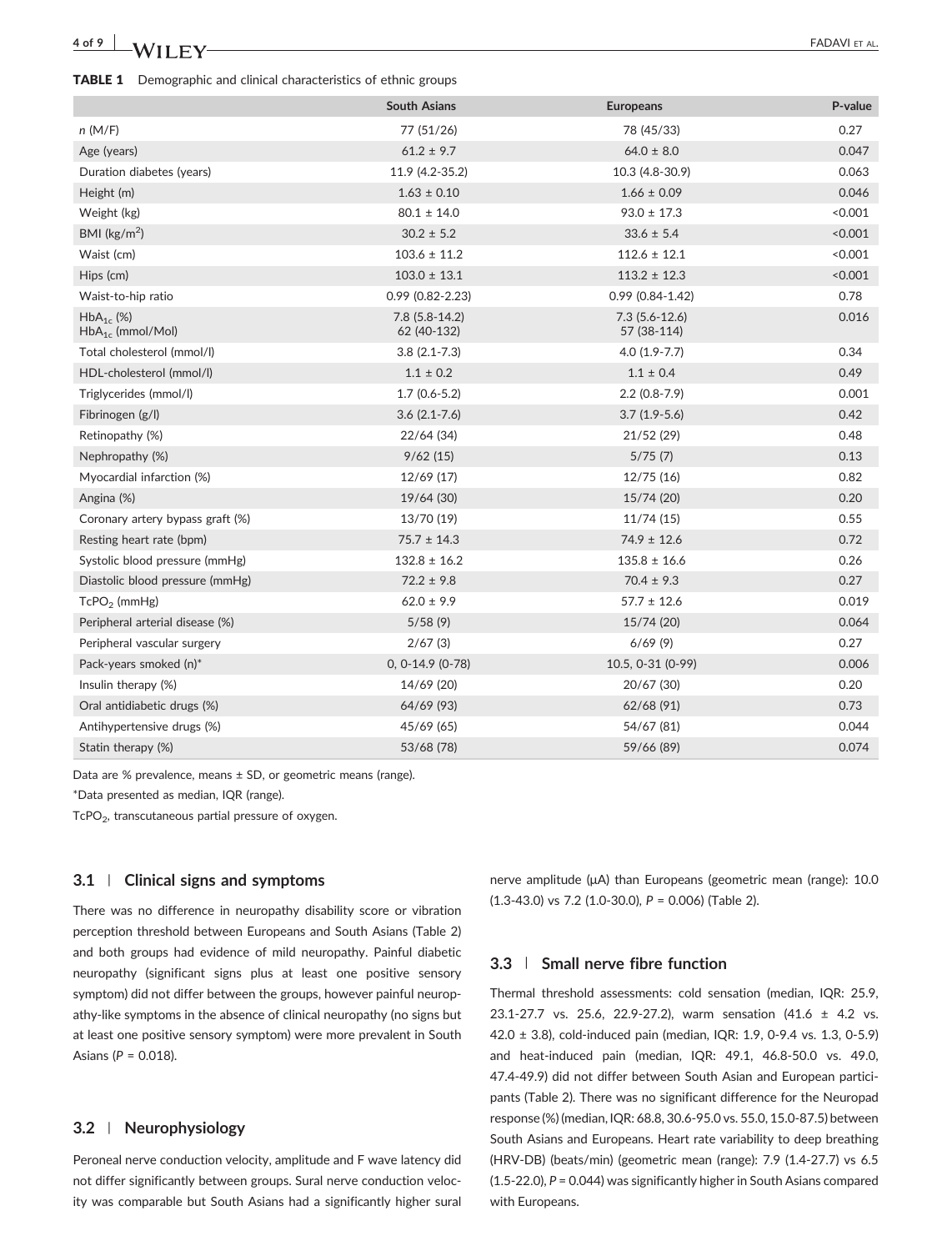**TABLE 1** Demographic and clinical characteristics of ethnic groups

| | South Asians | Europeans | P-value |
|---|---|---|---|
| *n* (M/F) | 77 (51/26) | 78 (45/33) | 0.27 |
| Age (years) | 61.2 ± 9.7 | 64.0 ± 8.0 | 0.047 |
| Duration diabetes (years) | 11.9 (4.2-35.2) | 10.3 (4.8-30.9) | 0.063 |
| Height (m) | 1.63 ± 0.10 | 1.66 ± 0.09 | 0.046 |
| Weight (kg) | 80.1 ± 14.0 | 93.0 ± 17.3 | <0.001 |
| BMI (kg/m$^2$) | 30.2 ± 5.2 | 33.6 ± 5.4 | <0.001 |
| Waist (cm) | 103.6 ± 11.2 | 112.6 ± 12.1 | <0.001 |
| Hips (cm) | 103.0 ± 13.1 | 113.2 ± 12.3 | <0.001 |
| Waist-to-hip ratio | 0.99 (0.82-2.23) | 0.99 (0.84-1.42) | 0.78 |
| $HbA_{1c}$ (%)<br>$HbA_{1c}$ (mmol/Mol) | 7.8 (5.8-14.2)<br>62 (40-132) | 7.3 (5.6-12.6)<br>57 (38-114) | 0.016 |
| Total cholesterol (mmol/l) | 3.8 (2.1-7.3) | 4.0 (1.9-7.7) | 0.34 |
| HDL-cholesterol (mmol/l) | 1.1 ± 0.2 | 1.1 ± 0.4 | 0.49 |
| Triglycerides (mmol/l) | 1.7 (0.6-5.2) | 2.2 (0.8-7.9) | 0.001 |
| Fibrinogen (g/l) | 3.6 (2.1-7.6) | 3.7 (1.9-5.6) | 0.42 |
| Retinopathy (%) | 22/64 (34) | 21/52 (29) | 0.48 |
| Nephropathy (%) | 9/62 (15) | 5/75 (7) | 0.13 |
| Myocardial infarction (%) | 12/69 (17) | 12/75 (16) | 0.82 |
| Angina (%) | 19/64 (30) | 15/74 (20) | 0.20 |
| Coronary artery bypass graft (%) | 13/70 (19) | 11/74 (15) | 0.55 |
| Resting heart rate (bpm) | 75.7 ± 14.3 | 74.9 ± 12.6 | 0.72 |
| Systolic blood pressure (mmHg) | 132.8 ± 16.2 | 135.8 ± 16.6 | 0.26 |
| Diastolic blood pressure (mmHg) | 72.2 ± 9.8 | 70.4 ± 9.3 | 0.27 |
| $TcPO_2$ (mmHg) | 62.0 ± 9.9 | 57.7 ± 12.6 | 0.019 |
| Peripheral arterial disease (%) | 5/58 (9) | 15/74 (20) | 0.064 |
| Peripheral vascular surgery | 2/67 (3) | 6/69 (9) | 0.27 |
| Pack-years smoked (n)* | 0, 0-14.9 (0-78) | 10.5, 0-31 (0-99) | 0.006 |
| Insulin therapy (%) | 14/69 (20) | 20/67 (30) | 0.20 |
| Oral antidiabetic drugs (%) | 64/69 (93) | 62/68 (91) | 0.73 |
| Antihypertensive drugs (%) | 45/69 (65) | 54/67 (81) | 0.044 |
| Statin therapy (%) | 53/68 (78) | 59/66 (89) | 0.074 |

Data are % prevalence, means ± SD, or geometric means (range).

*Data presented as median, IQR (range).

$TcPO_2$, transcutaneous partial pressure of oxygen.

### 3.1 | Clinical signs and symptoms

There was no difference in neuropathy disability score or vibration perception threshold between Europeans and South Asians (Table 2) and both groups had evidence of mild neuropathy. Painful diabetic neuropathy (significant signs plus at least one positive sensory symptom) did not differ between the groups, however painful neuropathy-like symptoms in the absence of clinical neuropathy (no signs but at least one positive sensory symptom) were more prevalent in South Asians ($P = 0.018$).

### 3.2 | Neurophysiology

Peroneal nerve conduction velocity, amplitude and F wave latency did not differ significantly between groups. Sural nerve conduction velocity was comparable but South Asians had a significantly higher sural nerve amplitude (μA) than Europeans (geometric mean (range): 10.0 (1.3-43.0) vs 7.2 (1.0-30.0), $P = 0.006$) (Table 2).

### 3.3 | Small nerve fibre function

Thermal threshold assessments: cold sensation (median, IQR: 25.9, 23.1-27.7 vs. 25.6, 22.9-27.2), warm sensation (41.6 ± 4.2 vs. 42.0 ± 3.8), cold-induced pain (median, IQR: 1.9, 0-9.4 vs. 1.3, 0-5.9) and heat-induced pain (median, IQR: 49.1, 46.8-50.0 vs. 49.0, 47.4-49.9) did not differ between South Asian and European participants (Table 2). There was no significant difference for the Neuropad response (%) (median, IQR: 68.8, 30.6-95.0 vs. 55.0, 15.0-87.5) between South Asians and Europeans. Heart rate variability to deep breathing (HRV-DB) (beats/min) (geometric mean (range): 7.9 (1.4-27.7) vs 6.5 (1.5-22.0), $P = 0.044$) was significantly higher in South Asians compared with Europeans.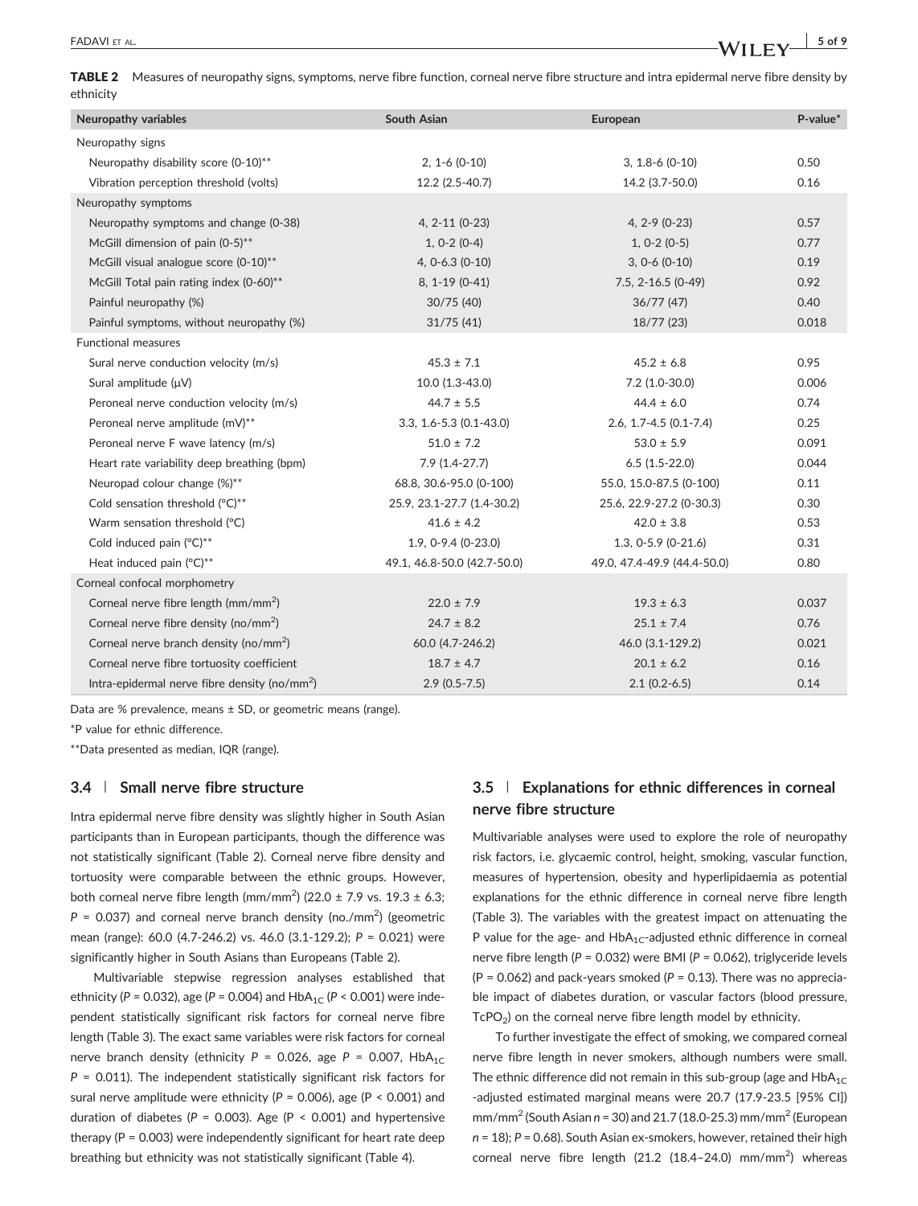**TABLE 2** Measures of neuropathy signs, symptoms, nerve fibre function, corneal nerve fibre structure and intra epidermal nerve fibre density by ethnicity

| Neuropathy variables | South Asian | European | P-value* |
|---|---|---|---|
| Neuropathy signs | | | |
| Neuropathy disability score (0-10)** | 2, 1-6 (0-10) | 3, 1.8-6 (0-10) | 0.50 |
| Vibration perception threshold (volts) | 12.2 (2.5-40.7) | 14.2 (3.7-50.0) | 0.16 |
| Neuropathy symptoms | | | |
| Neuropathy symptoms and change (0-38) | 4, 2-11 (0-23) | 4, 2-9 (0-23) | 0.57 |
| McGill dimension of pain (0-5)** | 1, 0-2 (0-4) | 1, 0-2 (0-5) | 0.77 |
| McGill visual analogue score (0-10)** | 4, 0-6.3 (0-10) | 3, 0-6 (0-10) | 0.19 |
| McGill Total pain rating index (0-60)** | 8, 1-19 (0-41) | 7.5, 2-16.5 (0-49) | 0.92 |
| Painful neuropathy (%) | 30/75 (40) | 36/77 (47) | 0.40 |
| Painful symptoms, without neuropathy (%) | 31/75 (41) | 18/77 (23) | 0.018 |
| Functional measures | | | |
| Sural nerve conduction velocity (m/s) | 45.3 ± 7.1 | 45.2 ± 6.8 | 0.95 |
| Sural amplitude (μV) | 10.0 (1.3-43.0) | 7.2 (1.0-30.0) | 0.006 |
| Peroneal nerve conduction velocity (m/s) | 44.7 ± 5.5 | 44.4 ± 6.0 | 0.74 |
| Peroneal nerve amplitude (mV)** | 3.3, 1.6-5.3 (0.1-43.0) | 2.6, 1.7-4.5 (0.1-7.4) | 0.25 |
| Peroneal nerve F wave latency (m/s) | 51.0 ± 7.2 | 53.0 ± 5.9 | 0.091 |
| Heart rate variability deep breathing (bpm) | 7.9 (1.4-27.7) | 6.5 (1.5-22.0) | 0.044 |
| Neuropad colour change (%)** | 68.8, 30.6-95.0 (0-100) | 55.0, 15.0-87.5 (0-100) | 0.11 |
| Cold sensation threshold (°C)** | 25.9, 23.1-27.7 (1.4-30.2) | 25.6, 22.9-27.2 (0-30.3) | 0.30 |
| Warm sensation threshold (°C) | 41.6 ± 4.2 | 42.0 ± 3.8 | 0.53 |
| Cold induced pain (°C)** | 1.9, 0-9.4 (0-23.0) | 1.3, 0-5.9 (0-21.6) | 0.31 |
| Heat induced pain (°C)** | 49.1, 46.8-50.0 (42.7-50.0) | 49.0, 47.4-49.9 (44.4-50.0) | 0.80 |
| Corneal confocal morphometry | | | |
| Corneal nerve fibre length (mm/mm$^2$) | 22.0 ± 7.9 | 19.3 ± 6.3 | 0.037 |
| Corneal nerve fibre density (no/mm$^2$) | 24.7 ± 8.2 | 25.1 ± 7.4 | 0.76 |
| Corneal nerve branch density (no/mm$^2$) | 60.0 (4.7-246.2) | 46.0 (3.1-129.2) | 0.021 |
| Corneal nerve fibre tortuosity coefficient | 18.7 ± 4.7 | 20.1 ± 6.2 | 0.16 |
| Intra-epidermal nerve fibre density (no/mm$^2$) | 2.9 (0.5-7.5) | 2.1 (0.2-6.5) | 0.14 |

Data are % prevalence, means ± SD, or geometric means (range).

*P value for ethnic difference.

**Data presented as median, IQR (range).

### 3.4 | Small nerve fibre structure

Intra epidermal nerve fibre density was slightly higher in South Asian participants than in European participants, though the difference was not statistically significant (Table 2). Corneal nerve fibre density and tortuosity were comparable between the ethnic groups. However, both corneal nerve fibre length (mm/mm$^2$) (22.0 ± 7.9 vs. 19.3 ± 6.3; $P = 0.037$) and corneal nerve branch density (no./mm$^2$) (geometric mean (range): 60.0 (4.7-246.2) vs. 46.0 (3.1-129.2); $P = 0.021$) were significantly higher in South Asians than Europeans (Table 2).

Multivariable stepwise regression analyses established that ethnicity ($P = 0.032$), age ($P = 0.004$) and $HbA_{1C}$ ($P < 0.001$) were independent statistically significant risk factors for corneal nerve fibre length (Table 3). The exact same variables were risk factors for corneal nerve branch density (ethnicity $P = 0.026$, age $P = 0.007$, $HbA_{1C}$ $P = 0.011$). The independent statistically significant risk factors for sural nerve amplitude were ethnicity ($P = 0.006$), age ($P < 0.001$) and duration of diabetes ($P = 0.003$). Age ($P < 0.001$) and hypertensive therapy ($P = 0.003$) were independently significant for heart rate deep breathing but ethnicity was not statistically significant (Table 4).

### 3.5 | Explanations for ethnic differences in corneal nerve fibre structure

Multivariable analyses were used to explore the role of neuropathy risk factors, i.e. glycaemic control, height, smoking, vascular function, measures of hypertension, obesity and hyperlipidaemia as potential explanations for the ethnic difference in corneal nerve fibre length (Table 3). The variables with the greatest impact on attenuating the P value for the age- and $HbA_{1C}$-adjusted ethnic difference in corneal nerve fibre length ($P = 0.032$) were BMI ($P = 0.062$), triglyceride levels ($P = 0.062$) and pack-years smoked ($P = 0.13$). There was no appreciable impact of diabetes duration, or vascular factors (blood pressure, $TcPO_2$) on the corneal nerve fibre length model by ethnicity.

To further investigate the effect of smoking, we compared corneal nerve fibre length in never smokers, although numbers were small. The ethnic difference did not remain in this sub-group (age and $HbA_{1C}$ -adjusted estimated marginal means were 20.7 (17.9-23.5 [95% CI]) mm/mm$^2$ (South Asian $n = 30$) and 21.7 (18.0-25.3) mm/mm$^2$ (European $n = 18$); $P = 0.68$). South Asian ex-smokers, however, retained their high corneal nerve fibre length (21.2 (18.4–24.0) mm/mm$^2$) whereas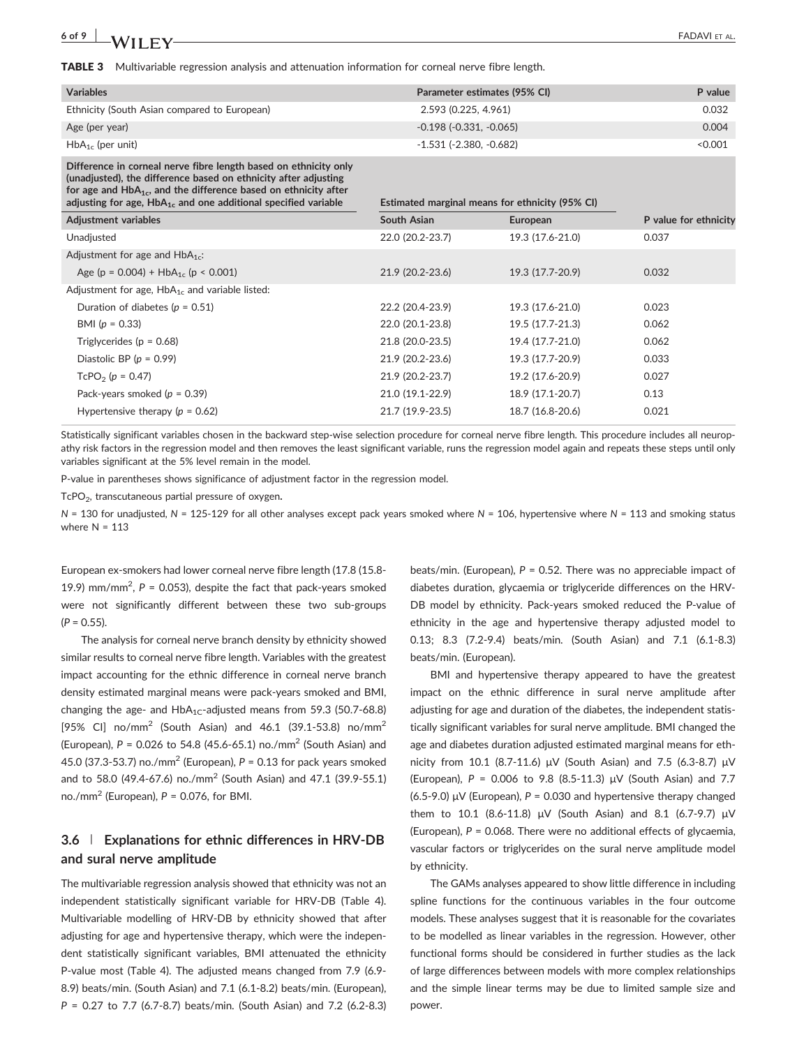**TABLE 3** Multivariable regression analysis and attenuation information for corneal nerve fibre length.

| Variables | Parameter estimates (95% CI) | | P value |
|---|---|---|---|
| Ethnicity (South Asian compared to European) | 2.593 (0.225, 4.961) | | 0.032 |
| Age (per year) | -0.198 (-0.331, -0.065) | | 0.004 |
| $HbA_{1c}$ (per unit) | -1.531 (-2.380, -0.682) | | <0.001 |
| **Difference in corneal nerve fibre length based on ethnicity only (unadjusted), the difference based on ethnicity after adjusting for age and $HbA_{1c}$, and the difference based on ethnicity after adjusting for age, $HbA_{1c}$ and one additional specified variable** | **Estimated marginal means for ethnicity (95% CI)** | | |
| **Adjustment variables** | **South Asian** | **European** | **P value for ethnicity** |
| Unadjusted | 22.0 (20.2-23.7) | 19.3 (17.6-21.0) | 0.037 |
| Adjustment for age and $HbA_{1c}$: | | | |
| Age (p = 0.004) + $HbA_{1c}$ (p < 0.001) | 21.9 (20.2-23.6) | 19.3 (17.7-20.9) | 0.032 |
| Adjustment for age, $HbA_{1c}$ and variable listed: | | | |
| Duration of diabetes (*p* = 0.51) | 22.2 (20.4-23.9) | 19.3 (17.6-21.0) | 0.023 |
| BMI (*p* = 0.33) | 22.0 (20.1-23.8) | 19.5 (17.7-21.3) | 0.062 |
| Triglycerides (p = 0.68) | 21.8 (20.0-23.5) | 19.4 (17.7-21.0) | 0.062 |
| Diastolic BP (*p* = 0.99) | 21.9 (20.2-23.6) | 19.3 (17.7-20.9) | 0.033 |
| $TcPO_2$ (*p* = 0.47) | 21.9 (20.2-23.7) | 19.2 (17.6-20.9) | 0.027 |
| Pack-years smoked (*p* = 0.39) | 21.0 (19.1-22.9) | 18.9 (17.1-20.7) | 0.13 |
| Hypertensive therapy (*p* = 0.62) | 21.7 (19.9-23.5) | 18.7 (16.8-20.6) | 0.021 |

Statistically significant variables chosen in the backward step-wise selection procedure for corneal nerve fibre length. This procedure includes all neuropathy risk factors in the regression model and then removes the least significant variable, runs the regression model again and repeats these steps until only variables significant at the 5% level remain in the model.

P-value in parentheses shows significance of adjustment factor in the regression model.

$TcPO_2$, transcutaneous partial pressure of oxygen.

*N* = 130 for unadjusted, *N* = 125-129 for all other analyses except pack years smoked where *N* = 106, hypertensive where *N* = 113 and smoking status where N = 113

European ex-smokers had lower corneal nerve fibre length (17.8 (15.8-19.9) mm/mm$^2$, *P* = 0.053), despite the fact that pack-years smoked were not significantly different between these two sub-groups (*P* = 0.55).

The analysis for corneal nerve branch density by ethnicity showed similar results to corneal nerve fibre length. Variables with the greatest impact accounting for the ethnic difference in corneal nerve branch density estimated marginal means were pack-years smoked and BMI, changing the age- and $HbA_{1C}$-adjusted means from 59.3 (50.7-68.8) [95% CI] no/mm$^2$ (South Asian) and 46.1 (39.1-53.8) no/mm$^2$ (European), *P* = 0.026 to 54.8 (45.6-65.1) no./mm$^2$ (South Asian) and 45.0 (37.3-53.7) no./mm$^2$ (European), *P* = 0.13 for pack years smoked and to 58.0 (49.4-67.6) no./mm$^2$ (South Asian) and 47.1 (39.9-55.1) no./mm$^2$ (European), *P* = 0.076, for BMI.

### 3.6 | Explanations for ethnic differences in HRV-DB and sural nerve amplitude

The multivariable regression analysis showed that ethnicity was not an independent statistically significant variable for HRV-DB (Table 4). Multivariable modelling of HRV-DB by ethnicity showed that after adjusting for age and hypertensive therapy, which were the independent statistically significant variables, BMI attenuated the ethnicity P-value most (Table 4). The adjusted means changed from 7.9 (6.9-8.9) beats/min. (South Asian) and 7.1 (6.1-8.2) beats/min. (European), *P* = 0.27 to 7.7 (6.7-8.7) beats/min. (South Asian) and 7.2 (6.2-8.3) beats/min. (European), *P* = 0.52. There was no appreciable impact of diabetes duration, glycaemia or triglyceride differences on the HRV-DB model by ethnicity. Pack-years smoked reduced the P-value of ethnicity in the age and hypertensive therapy adjusted model to 0.13; 8.3 (7.2-9.4) beats/min. (South Asian) and 7.1 (6.1-8.3) beats/min. (European).

BMI and hypertensive therapy appeared to have the greatest impact on the ethnic difference in sural nerve amplitude after adjusting for age and duration of the diabetes, the independent statistically significant variables for sural nerve amplitude. BMI changed the age and diabetes duration adjusted estimated marginal means for ethnicity from 10.1 (8.7-11.6) μV (South Asian) and 7.5 (6.3-8.7) μV (European), *P* = 0.006 to 9.8 (8.5-11.3) μV (South Asian) and 7.7 (6.5-9.0) μV (European), *P* = 0.030 and hypertensive therapy changed them to 10.1 (8.6-11.8) μV (South Asian) and 8.1 (6.7-9.7) μV (European), *P* = 0.068. There were no additional effects of glycaemia, vascular factors or triglycerides on the sural nerve amplitude model by ethnicity.

The GAMs analyses appeared to show little difference in including spline functions for the continuous variables in the four outcome models. These analyses suggest that it is reasonable for the covariates to be modelled as linear variables in the regression. However, other functional forms should be considered in further studies as the lack of large differences between models with more complex relationships and the simple linear terms may be due to limited sample size and power.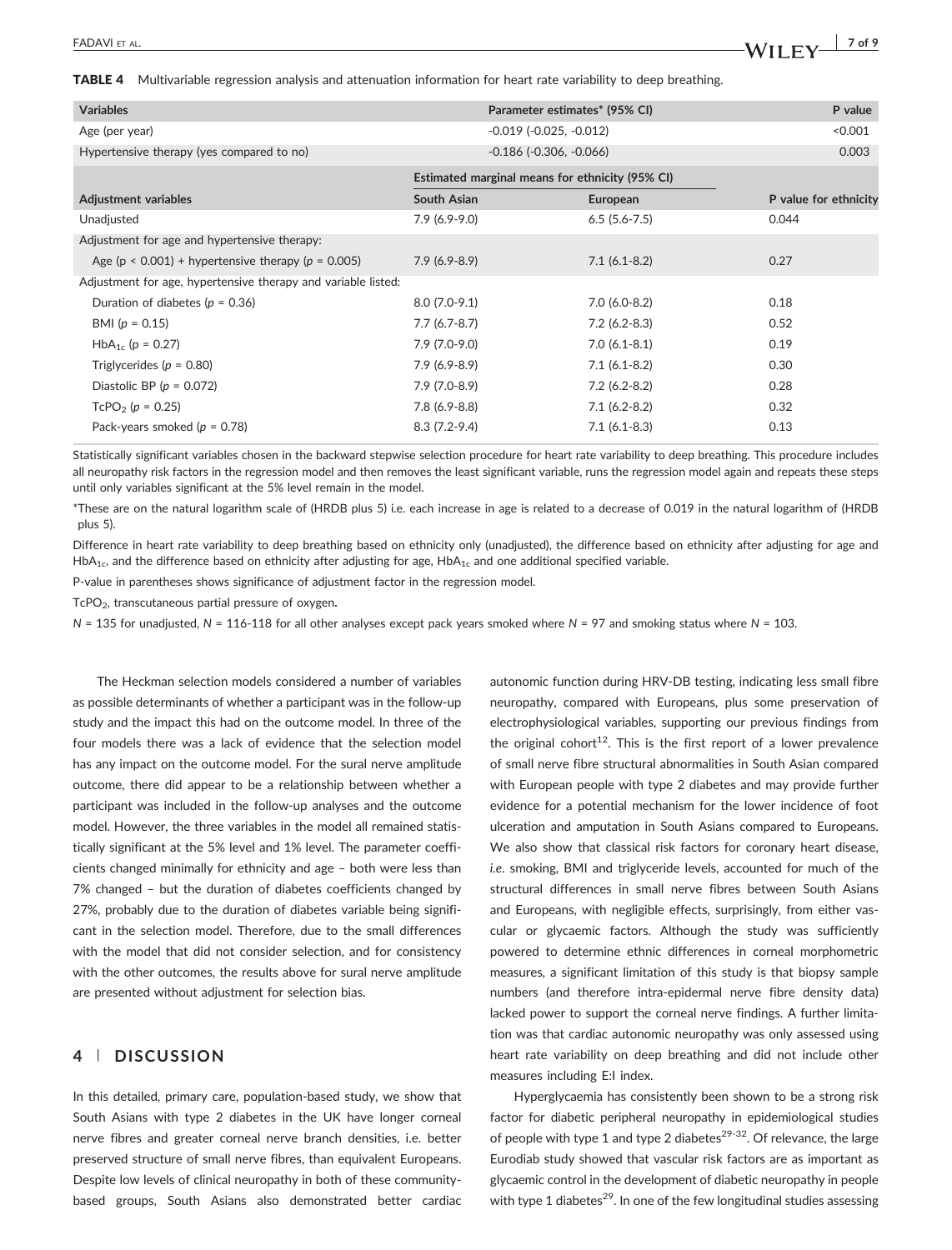**TABLE 4** Multivariable regression analysis and attenuation information for heart rate variability to deep breathing.

| Variables | Parameter estimates* (95% CI) | | P value |
|---|---|---|---|
| Age (per year) | -0.019 (-0.025, -0.012) | | <0.001 |
| Hypertensive therapy (yes compared to no) | -0.186 (-0.306, -0.066) | | 0.003 |
| | Estimated marginal means for ethnicity (95% CI) | | |
| **Adjustment variables** | **South Asian** | **European** | **P value for ethnicity** |
| Unadjusted | 7.9 (6.9-9.0) | 6.5 (5.6-7.5) | 0.044 |
| Adjustment for age and hypertensive therapy: | | | |
| Age ($p < 0.001$) + hypertensive therapy ($p = 0.005$) | 7.9 (6.9-8.9) | 7.1 (6.1-8.2) | 0.27 |
| Adjustment for age, hypertensive therapy and variable listed: | | | |
| Duration of diabetes ($p = 0.36$) | 8.0 (7.0-9.1) | 7.0 (6.0-8.2) | 0.18 |
| BMI ($p = 0.15$) | 7.7 (6.7-8.7) | 7.2 (6.2-8.3) | 0.52 |
| $HbA_{1c}$ ($p = 0.27$) | 7.9 (7.0-9.0) | 7.0 (6.1-8.1) | 0.19 |
| Triglycerides ($p = 0.80$) | 7.9 (6.9-8.9) | 7.1 (6.1-8.2) | 0.30 |
| Diastolic BP ($p = 0.072$) | 7.9 (7.0-8.9) | 7.2 (6.2-8.2) | 0.28 |
| $TcPO_2$ ($p = 0.25$) | 7.8 (6.9-8.8) | 7.1 (6.2-8.2) | 0.32 |
| Pack-years smoked ($p = 0.78$) | 8.3 (7.2-9.4) | 7.1 (6.1-8.3) | 0.13 |

Statistically significant variables chosen in the backward stepwise selection procedure for heart rate variability to deep breathing. This procedure includes all neuropathy risk factors in the regression model and then removes the least significant variable, runs the regression model again and repeats these steps until only variables significant at the 5% level remain in the model.

*These are on the natural logarithm scale of (HRDB plus 5) i.e. each increase in age is related to a decrease of 0.019 in the natural logarithm of (HRDB plus 5).

Difference in heart rate variability to deep breathing based on ethnicity only (unadjusted), the difference based on ethnicity after adjusting for age and $HbA_{1c}$, and the difference based on ethnicity after adjusting for age, $HbA_{1c}$ and one additional specified variable.

P-value in parentheses shows significance of adjustment factor in the regression model.

$TcPO_2$, transcutaneous partial pressure of oxygen.

$N = 135$ for unadjusted, $N = 116$-$118$ for all other analyses except pack years smoked where $N = 97$ and smoking status where $N = 103$.

The Heckman selection models considered a number of variables as possible determinants of whether a participant was in the follow-up study and the impact this had on the outcome model. In three of the four models there was a lack of evidence that the selection model has any impact on the outcome model. For the sural nerve amplitude outcome, there did appear to be a relationship between whether a participant was included in the follow-up analyses and the outcome model. However, the three variables in the model all remained statistically significant at the 5% level and 1% level. The parameter coefficients changed minimally for ethnicity and age – both were less than 7% changed – but the duration of diabetes coefficients changed by 27%, probably due to the duration of diabetes variable being significant in the selection model. Therefore, due to the small differences with the model that did not consider selection, and for consistency with the other outcomes, the results above for sural nerve amplitude are presented without adjustment for selection bias.

## 4 | DISCUSSION

In this detailed, primary care, population-based study, we show that South Asians with type 2 diabetes in the UK have longer corneal nerve fibres and greater corneal nerve branch densities, i.e. better preserved structure of small nerve fibres, than equivalent Europeans. Despite low levels of clinical neuropathy in both of these community-based groups, South Asians also demonstrated better cardiac autonomic function during HRV-DB testing, indicating less small fibre neuropathy, compared with Europeans, plus some preservation of electrophysiological variables, supporting our previous findings from the original cohort[12]. This is the first report of a lower prevalence of small nerve fibre structural abnormalities in South Asian compared with European people with type 2 diabetes and may provide further evidence for a potential mechanism for the lower incidence of foot ulceration and amputation in South Asians compared to Europeans. We also show that classical risk factors for coronary heart disease, *i.e.* smoking, BMI and triglyceride levels, accounted for much of the structural differences in small nerve fibres between South Asians and Europeans, with negligible effects, surprisingly, from either vascular or glycaemic factors. Although the study was sufficiently powered to determine ethnic differences in corneal morphometric measures, a significant limitation of this study is that biopsy sample numbers (and therefore intra-epidermal nerve fibre density data) lacked power to support the corneal nerve findings. A further limitation was that cardiac autonomic neuropathy was only assessed using heart rate variability on deep breathing and did not include other measures including E:I index.

Hyperglycaemia has consistently been shown to be a strong risk factor for diabetic peripheral neuropathy in epidemiological studies of people with type 1 and type 2 diabetes[29-32]. Of relevance, the large Eurodiab study showed that vascular risk factors are as important as glycaemic control in the development of diabetic neuropathy in people with type 1 diabetes[29]. In one of the few longitudinal studies assessing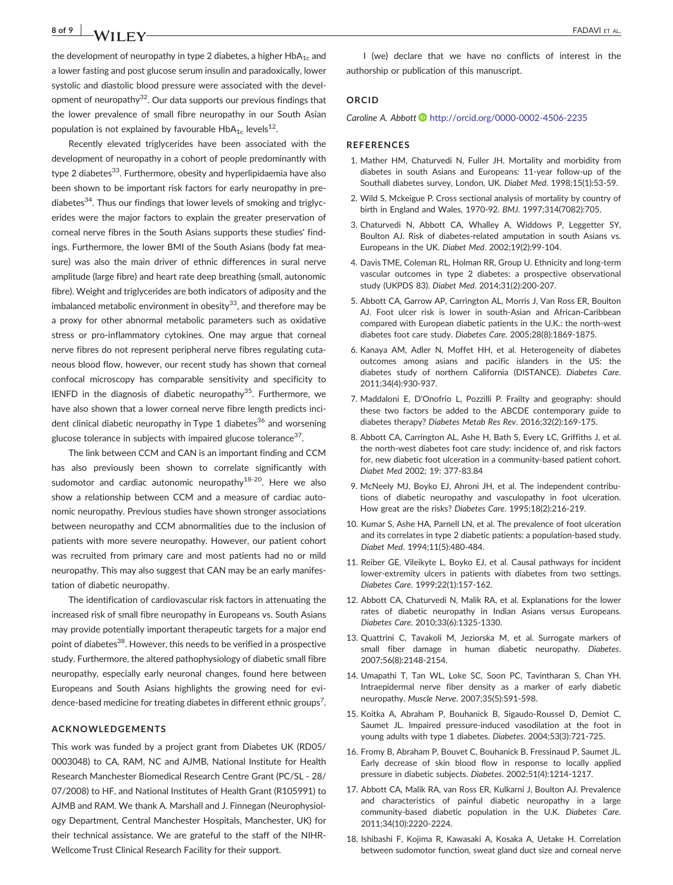the development of neuropathy in type 2 diabetes, a higher $HbA_{1c}$ and a lower fasting and post glucose serum insulin and paradoxically, lower systolic and diastolic blood pressure were associated with the development of neuropathy[32]. Our data supports our previous findings that the lower prevalence of small fibre neuropathy in our South Asian population is not explained by favourable $HbA_{1c}$ levels[12].

Recently elevated triglycerides have been associated with the development of neuropathy in a cohort of people predominantly with type 2 diabetes[33]. Furthermore, obesity and hyperlipidaemia have also been shown to be important risk factors for early neuropathy in prediabetes[34]. Thus our findings that lower levels of smoking and triglycerides were the major factors to explain the greater preservation of corneal nerve fibres in the South Asians supports these studies' findings. Furthermore, the lower BMI of the South Asians (body fat measure) was also the main driver of ethnic differences in sural nerve amplitude (large fibre) and heart rate deep breathing (small, autonomic fibre). Weight and triglycerides are both indicators of adiposity and the imbalanced metabolic environment in obesity[33], and therefore may be a proxy for other abnormal metabolic parameters such as oxidative stress or pro-inflammatory cytokines. One may argue that corneal nerve fibres do not represent peripheral nerve fibres regulating cutaneous blood flow, however, our recent study has shown that corneal confocal microscopy has comparable sensitivity and specificity to IENFD in the diagnosis of diabetic neuropathy[35]. Furthermore, we have also shown that a lower corneal nerve fibre length predicts incident clinical diabetic neuropathy in Type 1 diabetes[36] and worsening glucose tolerance in subjects with impaired glucose tolerance[37].

The link between CCM and CAN is an important finding and CCM has also previously been shown to correlate significantly with sudomotor and cardiac autonomic neuropathy[18-20]. Here we also show a relationship between CCM and a measure of cardiac autonomic neuropathy. Previous studies have shown stronger associations between neuropathy and CCM abnormalities due to the inclusion of patients with more severe neuropathy. However, our patient cohort was recruited from primary care and most patients had no or mild neuropathy. This may also suggest that CAN may be an early manifestation of diabetic neuropathy.

The identification of cardiovascular risk factors in attenuating the increased risk of small fibre neuropathy in Europeans vs. South Asians may provide potentially important therapeutic targets for a major end point of diabetes[38]. However, this needs to be verified in a prospective study. Furthermore, the altered pathophysiology of diabetic small fibre neuropathy, especially early neuronal changes, found here between Europeans and South Asians highlights the growing need for evidence-based medicine for treating diabetes in different ethnic groups[7].

## ACKNOWLEDGEMENTS

This work was funded by a project grant from Diabetes UK (RD05/0003048) to CA, RAM, NC and AJMB, National Institute for Health Research Manchester Biomedical Research Centre Grant (PC/SL - 28/07/2008) to HF, and National Institutes of Health Grant (R105991) to AJMB and RAM. We thank A. Marshall and J. Finnegan (Neurophysiology Department, Central Manchester Hospitals, Manchester, UK) for their technical assistance. We are grateful to the staff of the NIHR-Wellcome Trust Clinical Research Facility for their support.

I (we) declare that we have no conflicts of interest in the authorship or publication of this manuscript.

## ORCID

*Caroline A. Abbott* http://orcid.org/0000-0002-4506-2235

## REFERENCES

1. Mather HM, Chaturvedi N, Fuller JH. Mortality and morbidity from diabetes in south Asians and Europeans: 11-year follow-up of the Southall diabetes survey, London, UK. *Diabet Med*. 1998;15(1):53-59.
2. Wild S, Mckeigue P. Cross sectional analysis of mortality by country of birth in England and Wales, 1970-92. *BMJ*. 1997;314(7082):705.
3. Chaturvedi N, Abbott CA, Whalley A, Widdows P, Leggetter SY, Boulton AJ. Risk of diabetes-related amputation in south Asians vs. Europeans in the UK. *Diabet Med*. 2002;19(2):99-104.
4. Davis TME, Coleman RL, Holman RR, Group U. Ethnicity and long-term vascular outcomes in type 2 diabetes: a prospective observational study (UKPDS 83). *Diabet Med*. 2014;31(2):200-207.
5. Abbott CA, Garrow AP, Carrington AL, Morris J, Van Ross ER, Boulton AJ. Foot ulcer risk is lower in south-Asian and African-Caribbean compared with European diabetic patients in the U.K.: the north-west diabetes foot care study. *Diabetes Care*. 2005;28(8):1869-1875.
6. Kanaya AM, Adler N, Moffet HH, et al. Heterogeneity of diabetes outcomes among asians and pacific islanders in the US: the diabetes study of northern California (DISTANCE). *Diabetes Care*. 2011;34(4):930-937.
7. Maddaloni E, D'Onofrio L, Pozzilli P. Frailty and geography: should these two factors be added to the ABCDE contemporary guide to diabetes therapy? *Diabetes Metab Res Rev*. 2016;32(2):169-175.
8. Abbott CA, Carrington AL, Ashe H, Bath S, Every LC, Griffiths J, et al. the north-west diabetes foot care study: incidence of, and risk factors for, new diabetic foot ulceration in a community-based patient cohort. *Diabet Med* 2002; 19: 377-83.84
9. McNeely MJ, Boyko EJ, Ahroni JH, et al. The independent contributions of diabetic neuropathy and vasculopathy in foot ulceration. How great are the risks? *Diabetes Care*. 1995;18(2):216-219.
10. Kumar S, Ashe HA, Parnell LN, et al. The prevalence of foot ulceration and its correlates in type 2 diabetic patients: a population-based study. *Diabet Med*. 1994;11(5):480-484.
11. Reiber GE, Vileikyte L, Boyko EJ, et al. Causal pathways for incident lower-extremity ulcers in patients with diabetes from two settings. *Diabetes Care*. 1999;22(1):157-162.
12. Abbott CA, Chaturvedi N, Malik RA, et al. Explanations for the lower rates of diabetic neuropathy in Indian Asians versus Europeans. *Diabetes Care*. 2010;33(6):1325-1330.
13. Quattrini C, Tavakoli M, Jeziorska M, et al. Surrogate markers of small fiber damage in human diabetic neuropathy. *Diabetes*. 2007;56(8):2148-2154.
14. Umapathi T, Tan WL, Loke SC, Soon PC, Tavintharan S, Chan YH. Intraepidermal nerve fiber density as a marker of early diabetic neuropathy. *Muscle Nerve*. 2007;35(5):591-598.
15. Koitka A, Abraham P, Bouhanick B, Sigaudo-Roussel D, Demiot C, Saumet JL. Impaired pressure-induced vasodilation at the foot in young adults with type 1 diabetes. *Diabetes*. 2004;53(3):721-725.
16. Fromy B, Abraham P, Bouvet C, Bouhanick B, Fressinaud P, Saumet JL. Early decrease of skin blood flow in response to locally applied pressure in diabetic subjects. *Diabetes*. 2002;51(4):1214-1217.
17. Abbott CA, Malik RA, van Ross ER, Kulkarni J, Boulton AJ. Prevalence and characteristics of painful diabetic neuropathy in a large community-based diabetic population in the U.K. *Diabetes Care*. 2011;34(10):2220-2224.
18. Ishibashi F, Kojima R, Kawasaki A, Kosaka A, Uetake H. Correlation between sudomotor function, sweat gland duct size and corneal nerve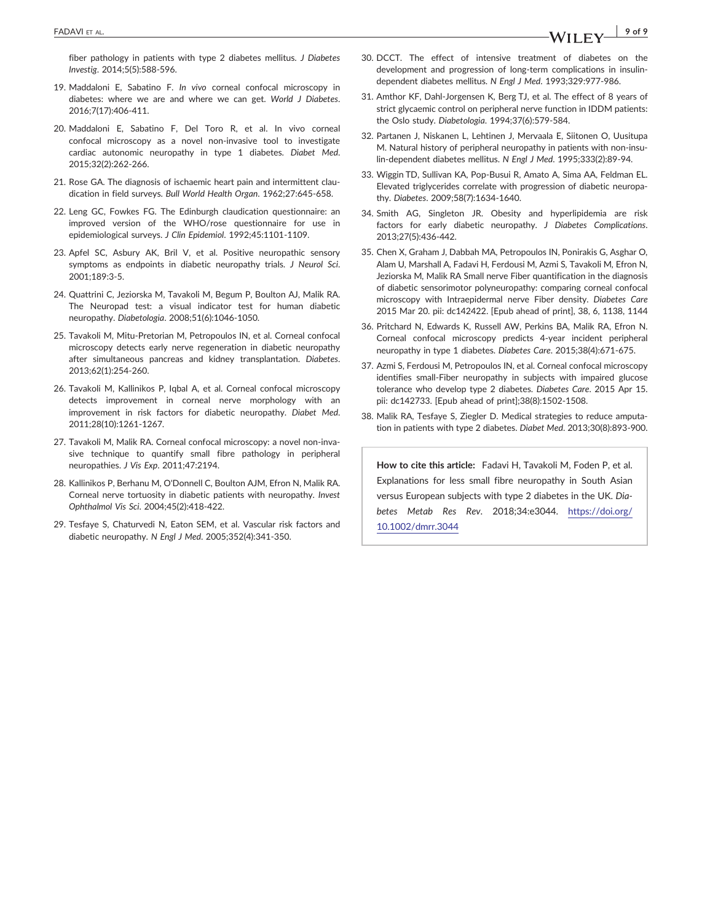fiber pathology in patients with type 2 diabetes mellitus. *J Diabetes Investig*. 2014;5(5):588-596.

19. Maddaloni E, Sabatino F. *In vivo* corneal confocal microscopy in diabetes: where we are and where we can get. *World J Diabetes*. 2016;7(17):406-411.
20. Maddaloni E, Sabatino F, Del Toro R, et al. In vivo corneal confocal microscopy as a novel non-invasive tool to investigate cardiac autonomic neuropathy in type 1 diabetes. *Diabet Med*. 2015;32(2):262-266.
21. Rose GA. The diagnosis of ischaemic heart pain and intermittent claudication in field surveys. *Bull World Health Organ*. 1962;27:645-658.
22. Leng GC, Fowkes FG. The Edinburgh claudication questionnaire: an improved version of the WHO/rose questionnaire for use in epidemiological surveys. *J Clin Epidemiol*. 1992;45:1101-1109.
23. Apfel SC, Asbury AK, Bril V, et al. Positive neuropathic sensory symptoms as endpoints in diabetic neuropathy trials. *J Neurol Sci*. 2001;189:3-5.
24. Quattrini C, Jeziorska M, Tavakoli M, Begum P, Boulton AJ, Malik RA. The Neuropad test: a visual indicator test for human diabetic neuropathy. *Diabetologia*. 2008;51(6):1046-1050.
25. Tavakoli M, Mitu-Pretorian M, Petropoulos IN, et al. Corneal confocal microscopy detects early nerve regeneration in diabetic neuropathy after simultaneous pancreas and kidney transplantation. *Diabetes*. 2013;62(1):254-260.
26. Tavakoli M, Kallinikos P, Iqbal A, et al. Corneal confocal microscopy detects improvement in corneal nerve morphology with an improvement in risk factors for diabetic neuropathy. *Diabet Med*. 2011;28(10):1261-1267.
27. Tavakoli M, Malik RA. Corneal confocal microscopy: a novel non-invasive technique to quantify small fibre pathology in peripheral neuropathies. *J Vis Exp*. 2011;47:2194.
28. Kallinikos P, Berhanu M, O'Donnell C, Boulton AJM, Efron N, Malik RA. Corneal nerve tortuosity in diabetic patients with neuropathy. *Invest Ophthalmol Vis Sci*. 2004;45(2):418-422.
29. Tesfaye S, Chaturvedi N, Eaton SEM, et al. Vascular risk factors and diabetic neuropathy. *N Engl J Med*. 2005;352(4):341-350.
30. DCCT. The effect of intensive treatment of diabetes on the development and progression of long-term complications in insulin-dependent diabetes mellitus. *N Engl J Med*. 1993;329:977-986.
31. Amthor KF, Dahl-Jorgensen K, Berg TJ, et al. The effect of 8 years of strict glycaemic control on peripheral nerve function in IDDM patients: the Oslo study. *Diabetologia*. 1994;37(6):579-584.
32. Partanen J, Niskanen L, Lehtinen J, Mervaala E, Siitonen O, Uusitupa M. Natural history of peripheral neuropathy in patients with non-insulin-dependent diabetes mellitus. *N Engl J Med*. 1995;333(2):89-94.
33. Wiggin TD, Sullivan KA, Pop-Busui R, Amato A, Sima AA, Feldman EL. Elevated triglycerides correlate with progression of diabetic neuropathy. *Diabetes*. 2009;58(7):1634-1640.
34. Smith AG, Singleton JR. Obesity and hyperlipidemia are risk factors for early diabetic neuropathy. *J Diabetes Complications*. 2013;27(5):436-442.
35. Chen X, Graham J, Dabbah MA, Petropoulos IN, Ponirakis G, Asghar O, Alam U, Marshall A, Fadavi H, Ferdousi M, Azmi S, Tavakoli M, Efron N, Jeziorska M, Malik RA Small nerve Fiber quantification in the diagnosis of diabetic sensorimotor polyneuropathy: comparing corneal confocal microscopy with Intraepidermal nerve Fiber density. *Diabetes Care* 2015 Mar 20. pii: dc142422. [Epub ahead of print], 38, 6, 1138, 1144
36. Pritchard N, Edwards K, Russell AW, Perkins BA, Malik RA, Efron N. Corneal confocal microscopy predicts 4-year incident peripheral neuropathy in type 1 diabetes. *Diabetes Care*. 2015;38(4):671-675.
37. Azmi S, Ferdousi M, Petropoulos IN, et al. Corneal confocal microscopy identifies small-Fiber neuropathy in subjects with impaired glucose tolerance who develop type 2 diabetes. *Diabetes Care*. 2015 Apr 15. pii: dc142733. [Epub ahead of print];38(8):1502-1508.
38. Malik RA, Tesfaye S, Ziegler D. Medical strategies to reduce amputation in patients with type 2 diabetes. *Diabet Med*. 2013;30(8):893-900.

**How to cite this article:** Fadavi H, Tavakoli M, Foden P, et al. Explanations for less small fibre neuropathy in South Asian versus European subjects with type 2 diabetes in the UK. *Diabetes Metab Res Rev*. 2018;34:e3044. https://doi.org/10.1002/dmrr.3044